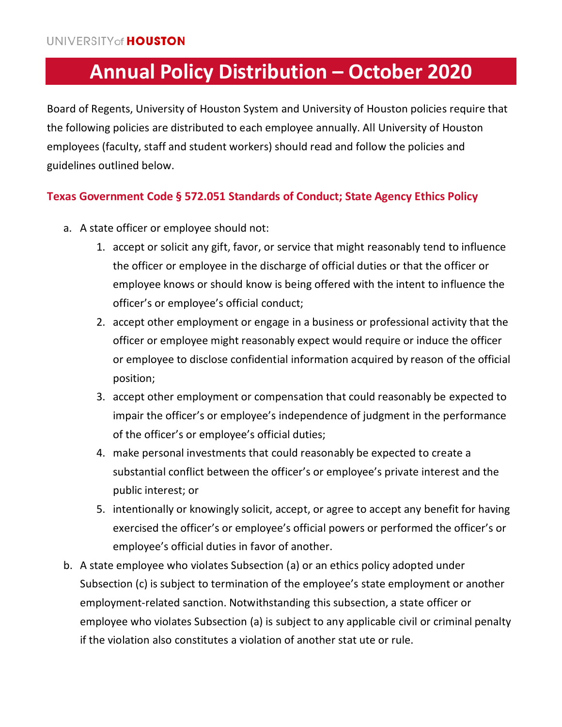UNIVERSITY of HOUSTON

# Annual Policy Distribution – October 2020

Board of Regents, University of Houston System and University of Houston policies require that the following policies are distributed to each employee annually. All University of Houston employees (faculty, staff and student workers) should read and follow the policies and guidelines outlined below.

## Texas Government Code § 572.051 Standards of Conduct; State Agency Ethics Policy

a. A state officer or employee should not:
   1. accept or solicit any gift, favor, or service that might reasonably tend to influence the officer or employee in the discharge of official duties or that the officer or employee knows or should know is being offered with the intent to influence the officer's or employee's official conduct;
   2. accept other employment or engage in a business or professional activity that the officer or employee might reasonably expect would require or induce the officer or employee to disclose confidential information acquired by reason of the official position;
   3. accept other employment or compensation that could reasonably be expected to impair the officer's or employee's independence of judgment in the performance of the officer's or employee's official duties;
   4. make personal investments that could reasonably be expected to create a substantial conflict between the officer's or employee's private interest and the public interest; or
   5. intentionally or knowingly solicit, accept, or agree to accept any benefit for having exercised the officer's or employee's official powers or performed the officer's or employee's official duties in favor of another.

b. A state employee who violates Subsection (a) or an ethics policy adopted under Subsection (c) is subject to termination of the employee's state employment or another employment-related sanction. Notwithstanding this subsection, a state officer or employee who violates Subsection (a) is subject to any applicable civil or criminal penalty if the violation also constitutes a violation of another stat ute or rule.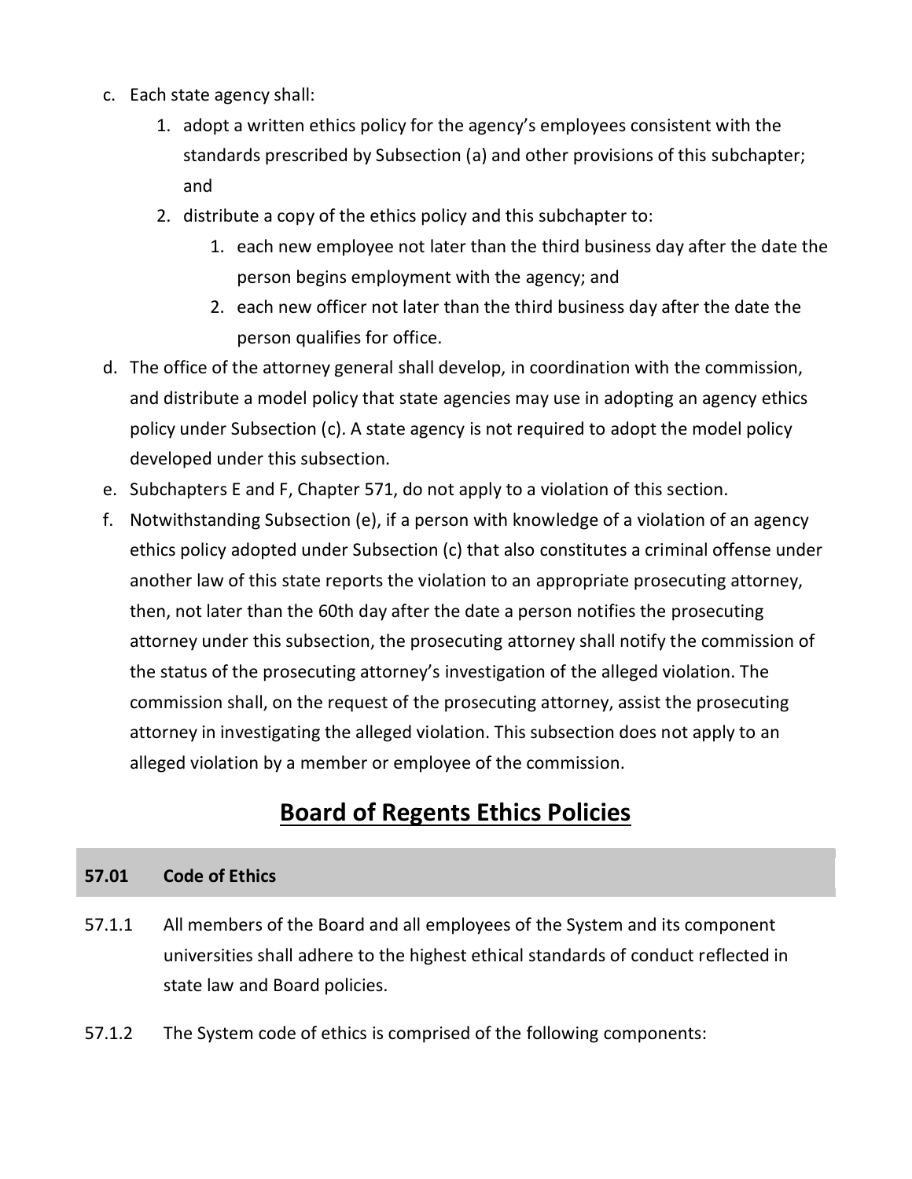c. Each state agency shall:
    1. adopt a written ethics policy for the agency's employees consistent with the standards prescribed by Subsection (a) and other provisions of this subchapter; and
    2. distribute a copy of the ethics policy and this subchapter to:
        1. each new employee not later than the third business day after the date the person begins employment with the agency; and
        2. each new officer not later than the third business day after the date the person qualifies for office.

d. The office of the attorney general shall develop, in coordination with the commission, and distribute a model policy that state agencies may use in adopting an agency ethics policy under Subsection (c). A state agency is not required to adopt the model policy developed under this subsection.

e. Subchapters E and F, Chapter 571, do not apply to a violation of this section.

f. Notwithstanding Subsection (e), if a person with knowledge of a violation of an agency ethics policy adopted under Subsection (c) that also constitutes a criminal offense under another law of this state reports the violation to an appropriate prosecuting attorney, then, not later than the 60th day after the date a person notifies the prosecuting attorney under this subsection, the prosecuting attorney shall notify the commission of the status of the prosecuting attorney's investigation of the alleged violation. The commission shall, on the request of the prosecuting attorney, assist the prosecuting attorney in investigating the alleged violation. This subsection does not apply to an alleged violation by a member or employee of the commission.

# Board of Regents Ethics Policies

## 57.01 Code of Ethics

57.1.1 All members of the Board and all employees of the System and its component universities shall adhere to the highest ethical standards of conduct reflected in state law and Board policies.

57.1.2 The System code of ethics is comprised of the following components: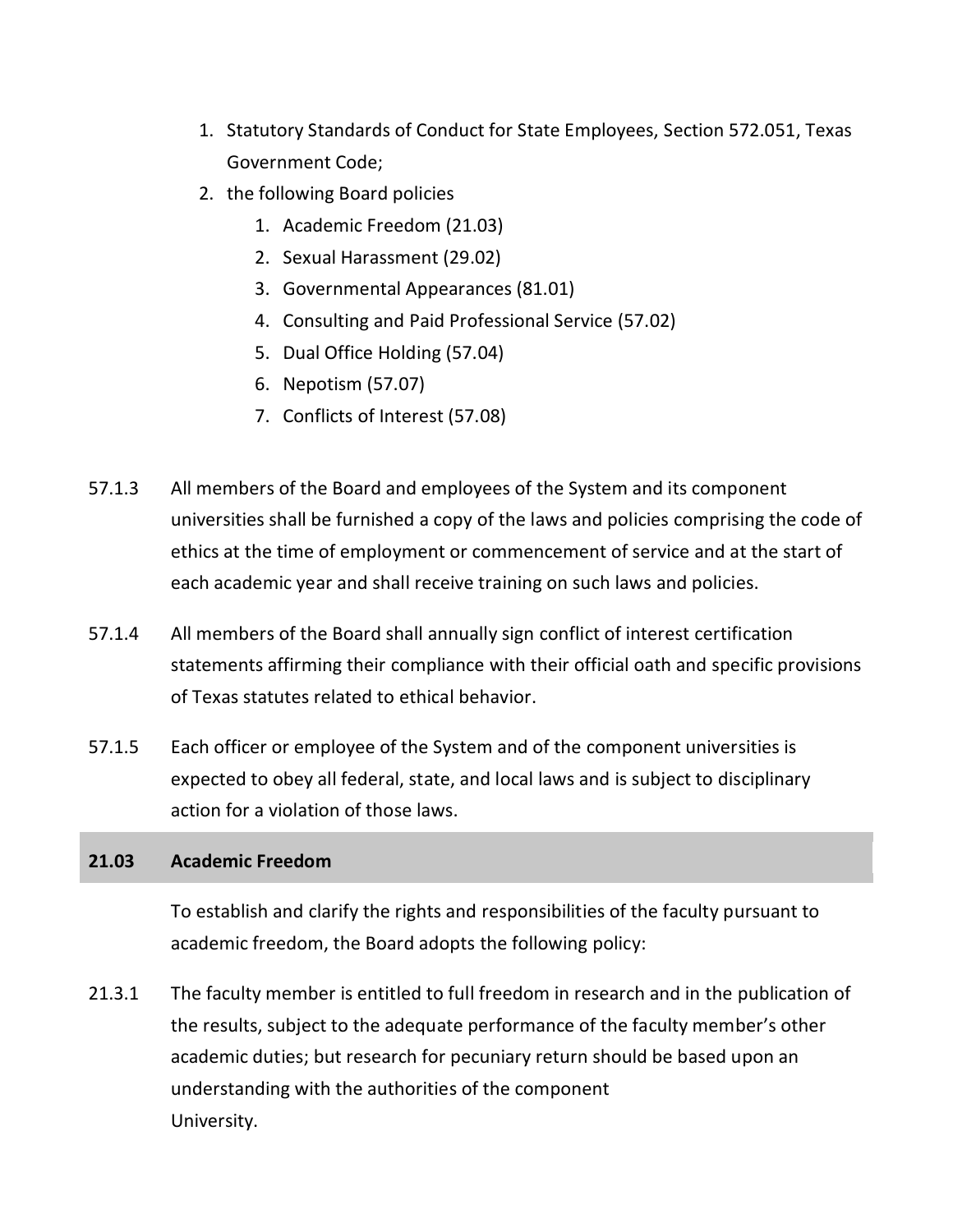1. Statutory Standards of Conduct for State Employees, Section 572.051, Texas Government Code;
2. the following Board policies
    1. Academic Freedom (21.03)
    2. Sexual Harassment (29.02)
    3. Governmental Appearances (81.01)
    4. Consulting and Paid Professional Service (57.02)
    5. Dual Office Holding (57.04)
    6. Nepotism (57.07)
    7. Conflicts of Interest (57.08)

57.1.3 All members of the Board and employees of the System and its component universities shall be furnished a copy of the laws and policies comprising the code of ethics at the time of employment or commencement of service and at the start of each academic year and shall receive training on such laws and policies.

57.1.4 All members of the Board shall annually sign conflict of interest certification statements affirming their compliance with their official oath and specific provisions of Texas statutes related to ethical behavior.

57.1.5 Each officer or employee of the System and of the component universities is expected to obey all federal, state, and local laws and is subject to disciplinary action for a violation of those laws.

## 21.03 Academic Freedom

To establish and clarify the rights and responsibilities of the faculty pursuant to academic freedom, the Board adopts the following policy:

21.3.1 The faculty member is entitled to full freedom in research and in the publication of the results, subject to the adequate performance of the faculty member's other academic duties; but research for pecuniary return should be based upon an understanding with the authorities of the component University.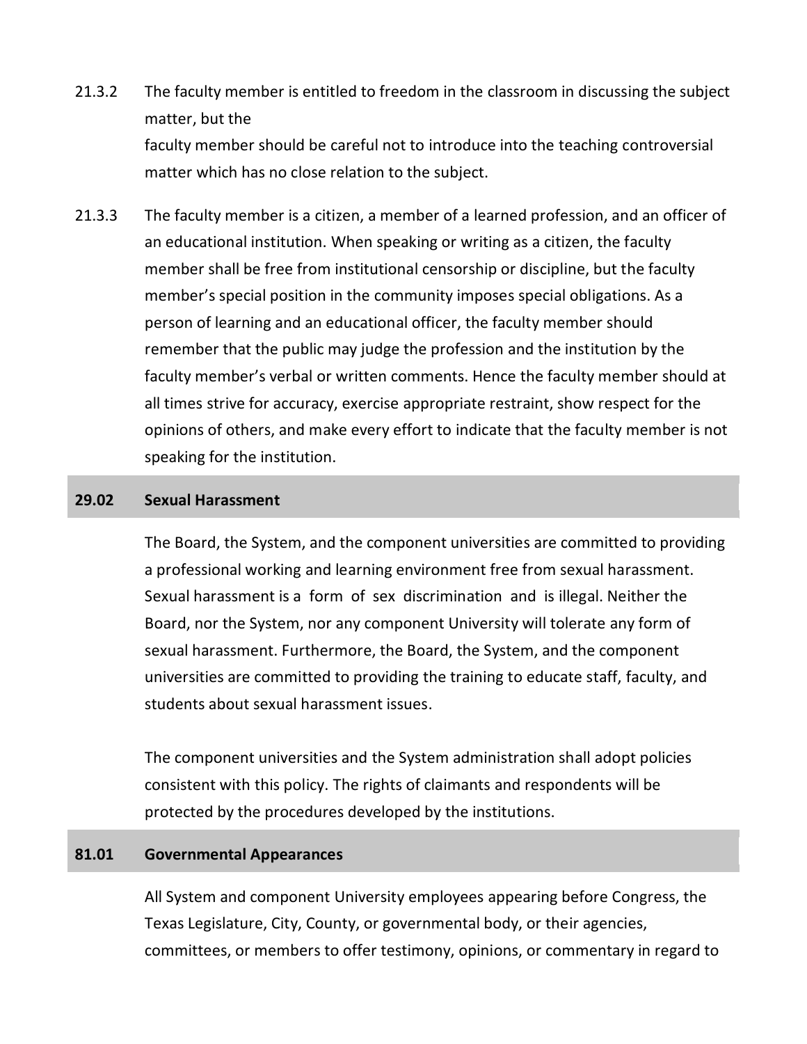21.3.2 The faculty member is entitled to freedom in the classroom in discussing the subject matter, but the faculty member should be careful not to introduce into the teaching controversial matter which has no close relation to the subject.

21.3.3 The faculty member is a citizen, a member of a learned profession, and an officer of an educational institution. When speaking or writing as a citizen, the faculty member shall be free from institutional censorship or discipline, but the faculty member's special position in the community imposes special obligations. As a person of learning and an educational officer, the faculty member should remember that the public may judge the profession and the institution by the faculty member's verbal or written comments. Hence the faculty member should at all times strive for accuracy, exercise appropriate restraint, show respect for the opinions of others, and make every effort to indicate that the faculty member is not speaking for the institution.

## 29.02 Sexual Harassment

The Board, the System, and the component universities are committed to providing a professional working and learning environment free from sexual harassment. Sexual harassment is a form of sex discrimination and is illegal. Neither the Board, nor the System, nor any component University will tolerate any form of sexual harassment. Furthermore, the Board, the System, and the component universities are committed to providing the training to educate staff, faculty, and students about sexual harassment issues.

The component universities and the System administration shall adopt policies consistent with this policy. The rights of claimants and respondents will be protected by the procedures developed by the institutions.

## 81.01 Governmental Appearances

All System and component University employees appearing before Congress, the Texas Legislature, City, County, or governmental body, or their agencies, committees, or members to offer testimony, opinions, or commentary in regard to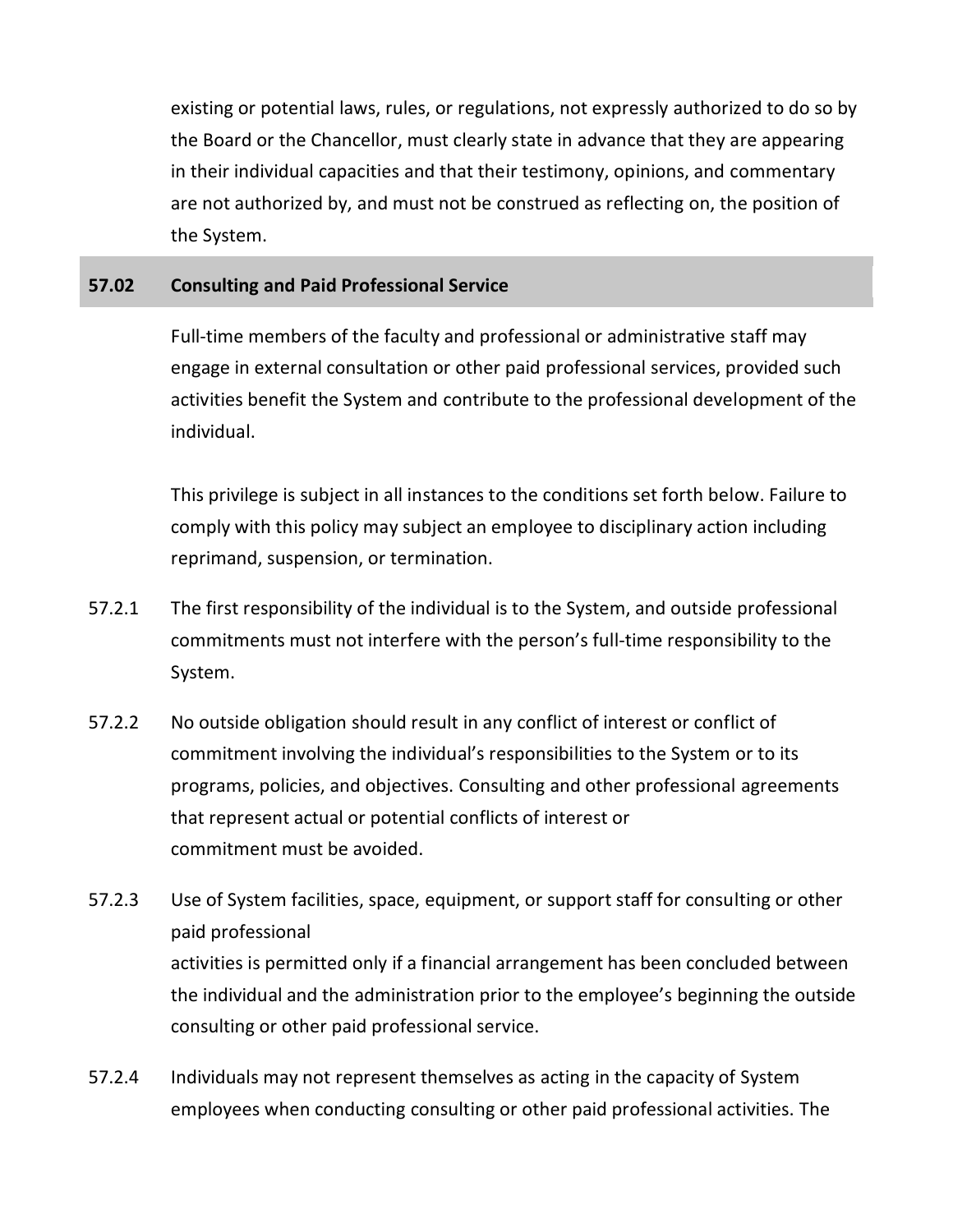existing or potential laws, rules, or regulations, not expressly authorized to do so by the Board or the Chancellor, must clearly state in advance that they are appearing in their individual capacities and that their testimony, opinions, and commentary are not authorized by, and must not be construed as reflecting on, the position of the System.

## 57.02 Consulting and Paid Professional Service

Full-time members of the faculty and professional or administrative staff may engage in external consultation or other paid professional services, provided such activities benefit the System and contribute to the professional development of the individual.

This privilege is subject in all instances to the conditions set forth below. Failure to comply with this policy may subject an employee to disciplinary action including reprimand, suspension, or termination.

57.2.1 The first responsibility of the individual is to the System, and outside professional commitments must not interfere with the person's full-time responsibility to the System.

57.2.2 No outside obligation should result in any conflict of interest or conflict of commitment involving the individual's responsibilities to the System or to its programs, policies, and objectives. Consulting and other professional agreements that represent actual or potential conflicts of interest or commitment must be avoided.

57.2.3 Use of System facilities, space, equipment, or support staff for consulting or other paid professional activities is permitted only if a financial arrangement has been concluded between the individual and the administration prior to the employee's beginning the outside consulting or other paid professional service.

57.2.4 Individuals may not represent themselves as acting in the capacity of System employees when conducting consulting or other paid professional activities. The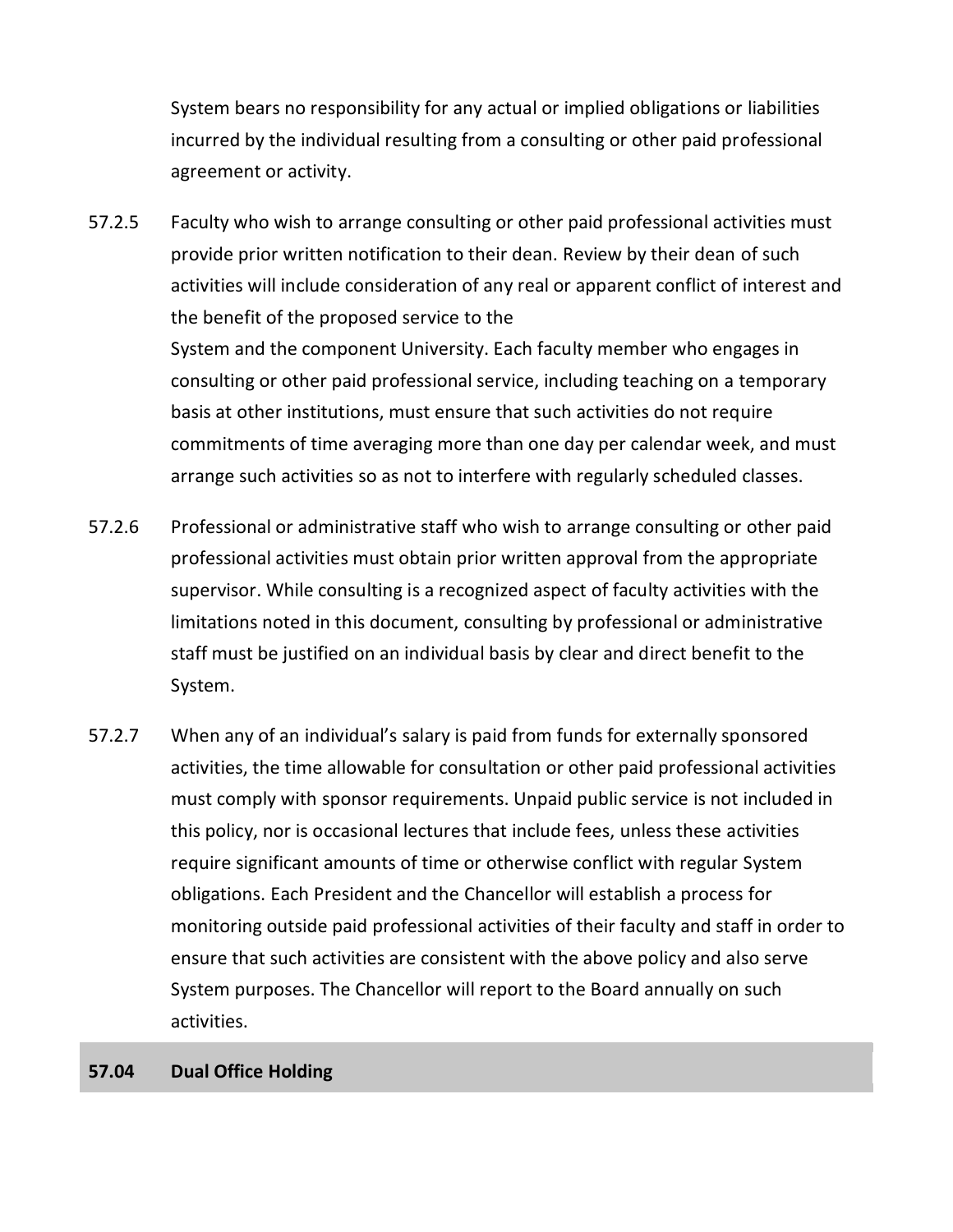System bears no responsibility for any actual or implied obligations or liabilities incurred by the individual resulting from a consulting or other paid professional agreement or activity.

57.2.5 Faculty who wish to arrange consulting or other paid professional activities must provide prior written notification to their dean. Review by their dean of such activities will include consideration of any real or apparent conflict of interest and the benefit of the proposed service to the System and the component University. Each faculty member who engages in consulting or other paid professional service, including teaching on a temporary basis at other institutions, must ensure that such activities do not require commitments of time averaging more than one day per calendar week, and must arrange such activities so as not to interfere with regularly scheduled classes.

57.2.6 Professional or administrative staff who wish to arrange consulting or other paid professional activities must obtain prior written approval from the appropriate supervisor. While consulting is a recognized aspect of faculty activities with the limitations noted in this document, consulting by professional or administrative staff must be justified on an individual basis by clear and direct benefit to the System.

57.2.7 When any of an individual's salary is paid from funds for externally sponsored activities, the time allowable for consultation or other paid professional activities must comply with sponsor requirements. Unpaid public service is not included in this policy, nor is occasional lectures that include fees, unless these activities require significant amounts of time or otherwise conflict with regular System obligations. Each President and the Chancellor will establish a process for monitoring outside paid professional activities of their faculty and staff in order to ensure that such activities are consistent with the above policy and also serve System purposes. The Chancellor will report to the Board annually on such activities.

## 57.04 Dual Office Holding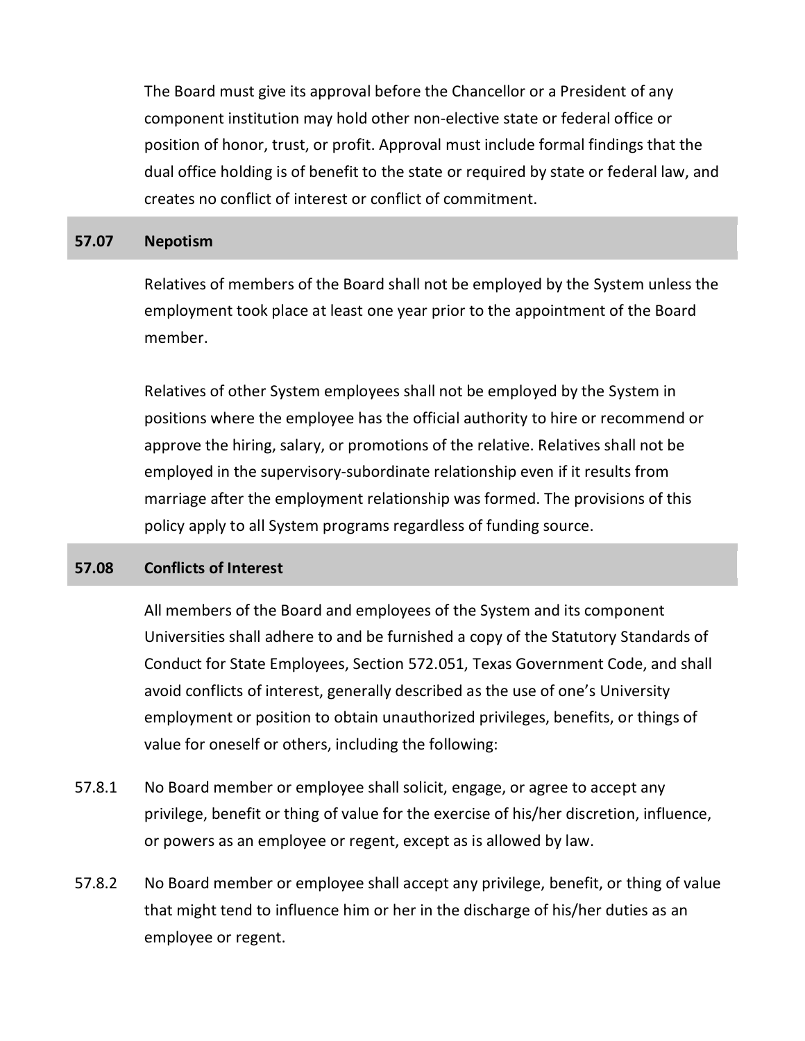The Board must give its approval before the Chancellor or a President of any component institution may hold other non-elective state or federal office or position of honor, trust, or profit. Approval must include formal findings that the dual office holding is of benefit to the state or required by state or federal law, and creates no conflict of interest or conflict of commitment.

## 57.07 Nepotism

Relatives of members of the Board shall not be employed by the System unless the employment took place at least one year prior to the appointment of the Board member.

Relatives of other System employees shall not be employed by the System in positions where the employee has the official authority to hire or recommend or approve the hiring, salary, or promotions of the relative. Relatives shall not be employed in the supervisory-subordinate relationship even if it results from marriage after the employment relationship was formed. The provisions of this policy apply to all System programs regardless of funding source.

## 57.08 Conflicts of Interest

All members of the Board and employees of the System and its component Universities shall adhere to and be furnished a copy of the Statutory Standards of Conduct for State Employees, Section 572.051, Texas Government Code, and shall avoid conflicts of interest, generally described as the use of one's University employment or position to obtain unauthorized privileges, benefits, or things of value for oneself or others, including the following:

57.8.1 No Board member or employee shall solicit, engage, or agree to accept any privilege, benefit or thing of value for the exercise of his/her discretion, influence, or powers as an employee or regent, except as is allowed by law.

57.8.2 No Board member or employee shall accept any privilege, benefit, or thing of value that might tend to influence him or her in the discharge of his/her duties as an employee or regent.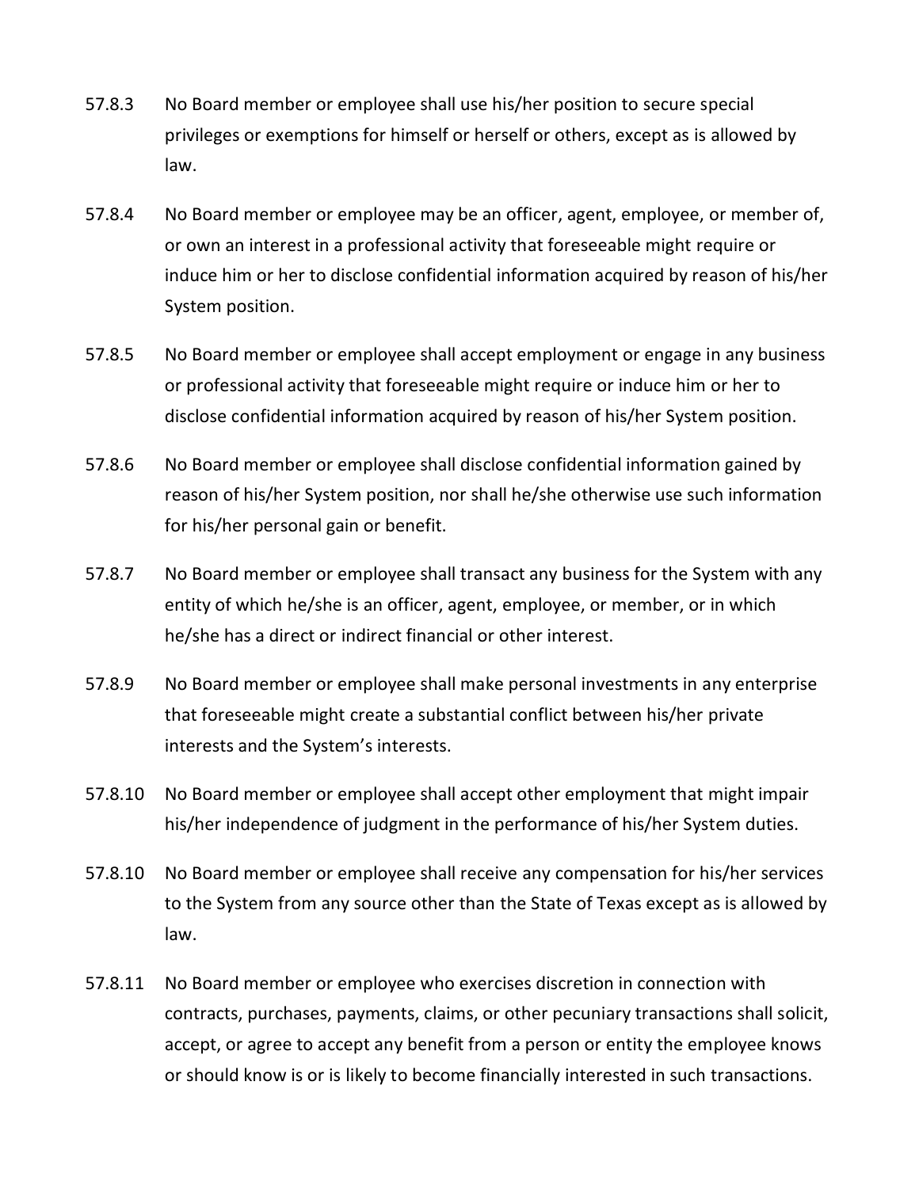57.8.3 No Board member or employee shall use his/her position to secure special privileges or exemptions for himself or herself or others, except as is allowed by law.

57.8.4 No Board member or employee may be an officer, agent, employee, or member of, or own an interest in a professional activity that foreseeable might require or induce him or her to disclose confidential information acquired by reason of his/her System position.

57.8.5 No Board member or employee shall accept employment or engage in any business or professional activity that foreseeable might require or induce him or her to disclose confidential information acquired by reason of his/her System position.

57.8.6 No Board member or employee shall disclose confidential information gained by reason of his/her System position, nor shall he/she otherwise use such information for his/her personal gain or benefit.

57.8.7 No Board member or employee shall transact any business for the System with any entity of which he/she is an officer, agent, employee, or member, or in which he/she has a direct or indirect financial or other interest.

57.8.9 No Board member or employee shall make personal investments in any enterprise that foreseeable might create a substantial conflict between his/her private interests and the System's interests.

57.8.10 No Board member or employee shall accept other employment that might impair his/her independence of judgment in the performance of his/her System duties.

57.8.10 No Board member or employee shall receive any compensation for his/her services to the System from any source other than the State of Texas except as is allowed by law.

57.8.11 No Board member or employee who exercises discretion in connection with contracts, purchases, payments, claims, or other pecuniary transactions shall solicit, accept, or agree to accept any benefit from a person or entity the employee knows or should know is or is likely to become financially interested in such transactions.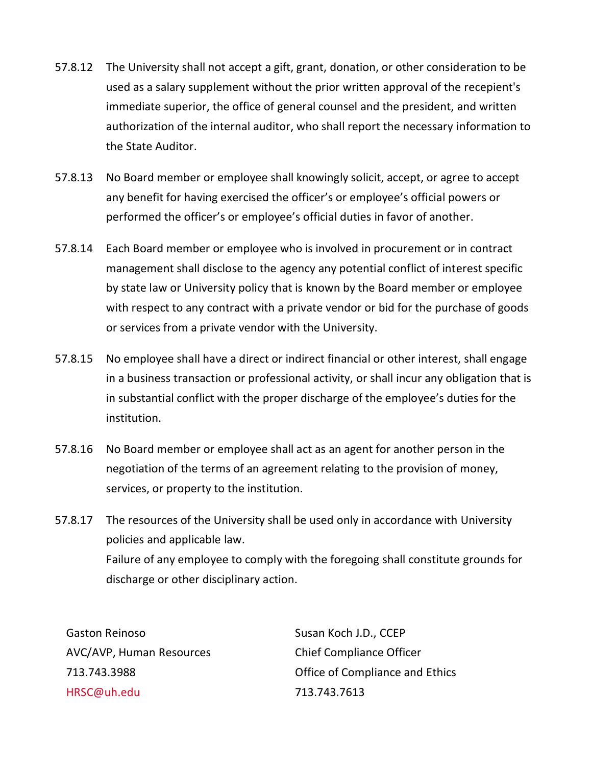57.8.12 The University shall not accept a gift, grant, donation, or other consideration to be used as a salary supplement without the prior written approval of the recepient's immediate superior, the office of general counsel and the president, and written authorization of the internal auditor, who shall report the necessary information to the State Auditor.

57.8.13 No Board member or employee shall knowingly solicit, accept, or agree to accept any benefit for having exercised the officer's or employee's official powers or performed the officer's or employee's official duties in favor of another.

57.8.14 Each Board member or employee who is involved in procurement or in contract management shall disclose to the agency any potential conflict of interest specific by state law or University policy that is known by the Board member or employee with respect to any contract with a private vendor or bid for the purchase of goods or services from a private vendor with the University.

57.8.15 No employee shall have a direct or indirect financial or other interest, shall engage in a business transaction or professional activity, or shall incur any obligation that is in substantial conflict with the proper discharge of the employee's duties for the institution.

57.8.16 No Board member or employee shall act as an agent for another person in the negotiation of the terms of an agreement relating to the provision of money, services, or property to the institution.

57.8.17 The resources of the University shall be used only in accordance with University policies and applicable law.
Failure of any employee to comply with the foregoing shall constitute grounds for discharge or other disciplinary action.

Gaston Reinoso
AVC/AVP, Human Resources
713.743.3988
HRSC@uh.edu

Susan Koch J.D., CCEP
Chief Compliance Officer
Office of Compliance and Ethics
713.743.7613